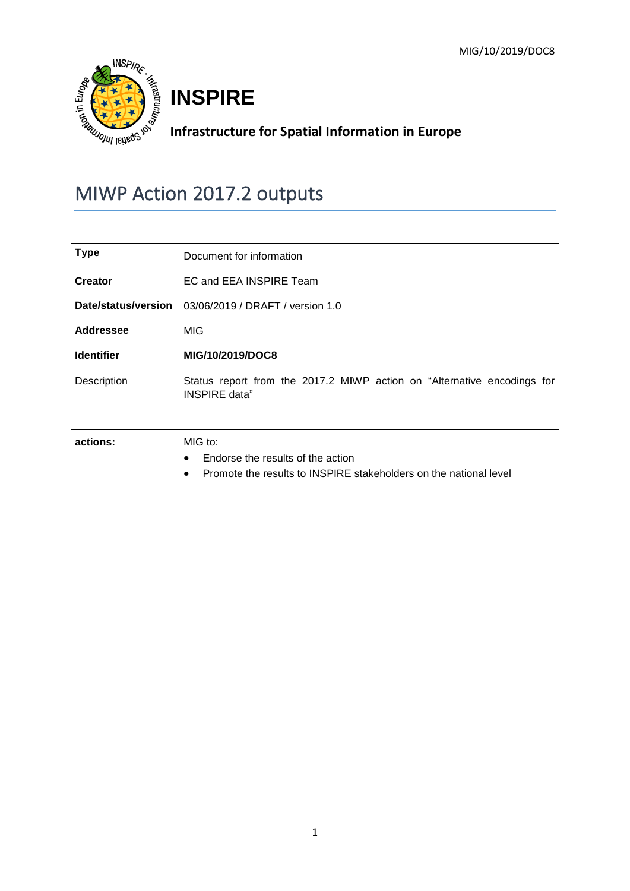MIG/10/2019/DOC8

**INSPIRE**

**Infrastructure for Spatial Information in Europe**

# MIWP Action 2017.2 outputs

| | |
|---|---|
| **Type** | Document for information |
| **Creator** | EC and EEA INSPIRE Team |
| **Date/status/version** | 03/06/2019 / DRAFT / version 1.0 |
| **Addressee** | MIG |
| **Identifier** | **MIG/10/2019/DOC8** |
| Description | Status report from the 2017.2 MIWP action on "Alternative encodings for INSPIRE data" |
| **actions:** | MIG to:<br>• Endorse the results of the action<br>• Promote the results to INSPIRE stakeholders on the national level |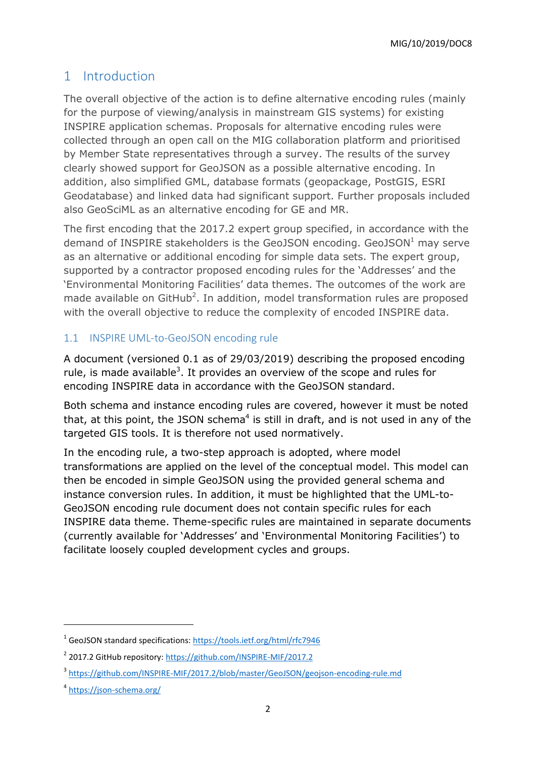# 1 Introduction

The overall objective of the action is to define alternative encoding rules (mainly for the purpose of viewing/analysis in mainstream GIS systems) for existing INSPIRE application schemas. Proposals for alternative encoding rules were collected through an open call on the MIG collaboration platform and prioritised by Member State representatives through a survey. The results of the survey clearly showed support for GeoJSON as a possible alternative encoding. In addition, also simplified GML, database formats (geopackage, PostGIS, ESRI Geodatabase) and linked data had significant support. Further proposals included also GeoSciML as an alternative encoding for GE and MR.

The first encoding that the 2017.2 expert group specified, in accordance with the demand of INSPIRE stakeholders is the GeoJSON encoding. GeoJSON[1] may serve as an alternative or additional encoding for simple data sets. The expert group, supported by a contractor proposed encoding rules for the 'Addresses' and the 'Environmental Monitoring Facilities' data themes. The outcomes of the work are made available on GitHub[2]. In addition, model transformation rules are proposed with the overall objective to reduce the complexity of encoded INSPIRE data.

## 1.1 INSPIRE UML-to-GeoJSON encoding rule

A document (versioned 0.1 as of 29/03/2019) describing the proposed encoding rule, is made available[3]. It provides an overview of the scope and rules for encoding INSPIRE data in accordance with the GeoJSON standard.

Both schema and instance encoding rules are covered, however it must be noted that, at this point, the JSON schema[4] is still in draft, and is not used in any of the targeted GIS tools. It is therefore not used normatively.

In the encoding rule, a two-step approach is adopted, where model transformations are applied on the level of the conceptual model. This model can then be encoded in simple GeoJSON using the provided general schema and instance conversion rules. In addition, it must be highlighted that the UML-to-GeoJSON encoding rule document does not contain specific rules for each INSPIRE data theme. Theme-specific rules are maintained in separate documents (currently available for 'Addresses' and 'Environmental Monitoring Facilities') to facilitate loosely coupled development cycles and groups.

---

[1] GeoJSON standard specifications: https://tools.ietf.org/html/rfc7946

[2] 2017.2 GitHub repository: https://github.com/INSPIRE-MIF/2017.2

[3] https://github.com/INSPIRE-MIF/2017.2/blob/master/GeoJSON/geojson-encoding-rule.md

[4] https://json-schema.org/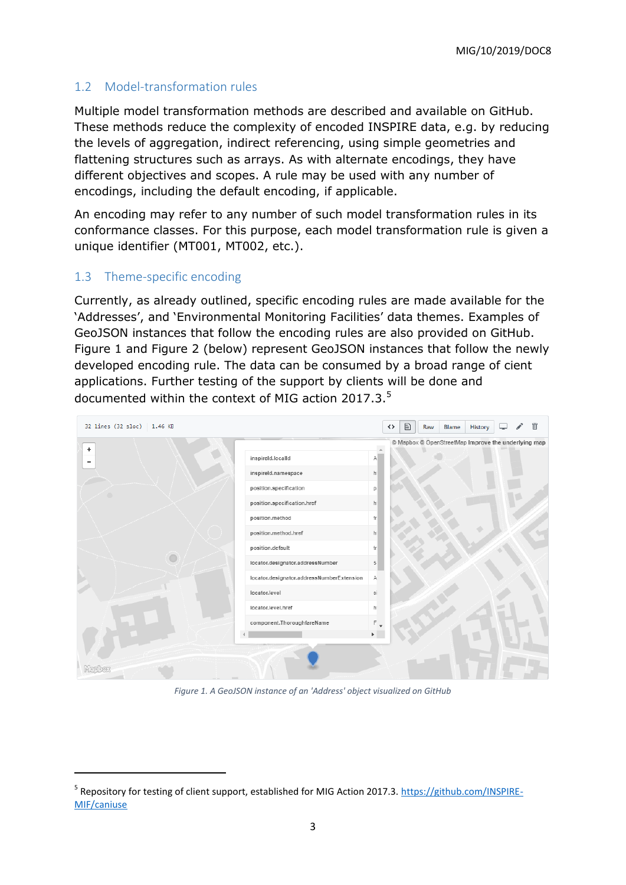## 1.2 Model-transformation rules

Multiple model transformation methods are described and available on GitHub. These methods reduce the complexity of encoded INSPIRE data, e.g. by reducing the levels of aggregation, indirect referencing, using simple geometries and flattening structures such as arrays. As with alternate encodings, they have different objectives and scopes. A rule may be used with any number of encodings, including the default encoding, if applicable.

An encoding may refer to any number of such model transformation rules in its conformance classes. For this purpose, each model transformation rule is given a unique identifier (MT001, MT002, etc.).

## 1.3 Theme-specific encoding

Currently, as already outlined, specific encoding rules are made available for the 'Addresses', and 'Environmental Monitoring Facilities' data themes. Examples of GeoJSON instances that follow the encoding rules are also provided on GitHub. Figure 1 and Figure 2 (below) represent GeoJSON instances that follow the newly developed encoding rule. The data can be consumed by a broad range of cient applications. Further testing of the support by clients will be done and documented within the context of MIG action 2017.3.[5]

*Figure 1. A GeoJSON instance of an 'Address' object visualized on GitHub*

[5] Repository for testing of client support, established for MIG Action 2017.3. https://github.com/INSPIRE-MIF/caniuse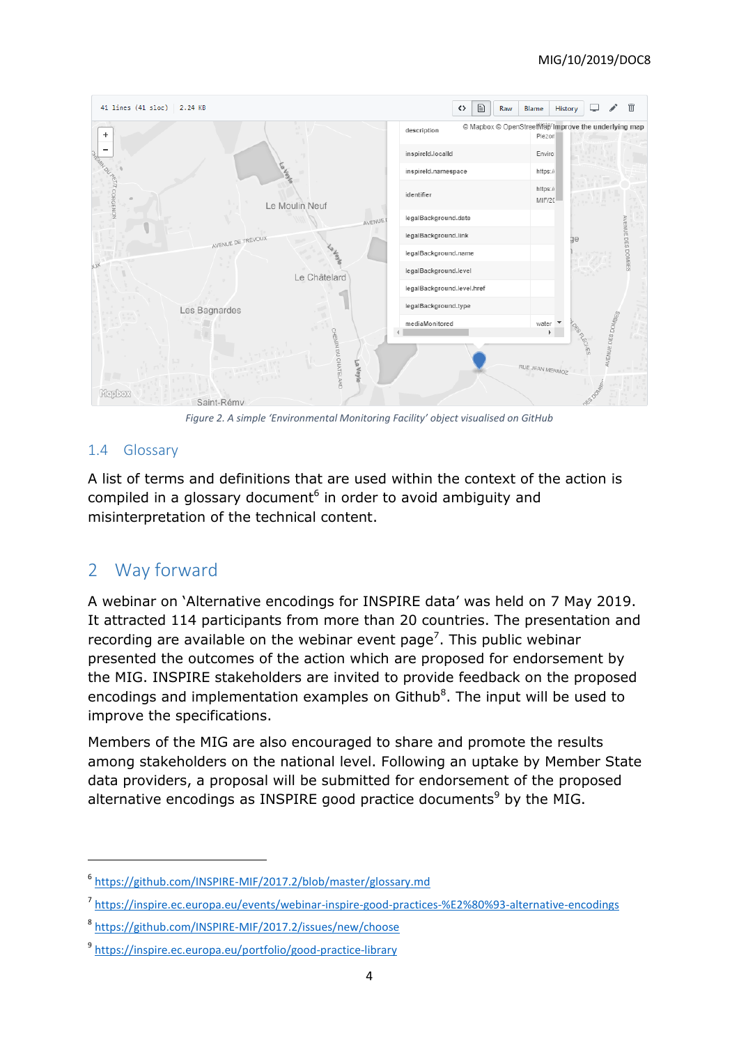Figure 2. A simple 'Environmental Monitoring Facility' object visualised on GitHub

## 1.4 Glossary

A list of terms and definitions that are used within the context of the action is compiled in a glossary document[6] in order to avoid ambiguity and misinterpretation of the technical content.

# 2 Way forward

A webinar on 'Alternative encodings for INSPIRE data' was held on 7 May 2019. It attracted 114 participants from more than 20 countries. The presentation and recording are available on the webinar event page[7]. This public webinar presented the outcomes of the action which are proposed for endorsement by the MIG. INSPIRE stakeholders are invited to provide feedback on the proposed encodings and implementation examples on Github[8]. The input will be used to improve the specifications.

Members of the MIG are also encouraged to share and promote the results among stakeholders on the national level. Following an uptake by Member State data providers, a proposal will be submitted for endorsement of the proposed alternative encodings as INSPIRE good practice documents[9] by the MIG.

---

[6] https://github.com/INSPIRE-MIF/2017.2/blob/master/glossary.md

[7] https://inspire.ec.europa.eu/events/webinar-inspire-good-practices-%E2%80%93-alternative-encodings

[8] https://github.com/INSPIRE-MIF/2017.2/issues/new/choose

[9] https://inspire.ec.europa.eu/portfolio/good-practice-library